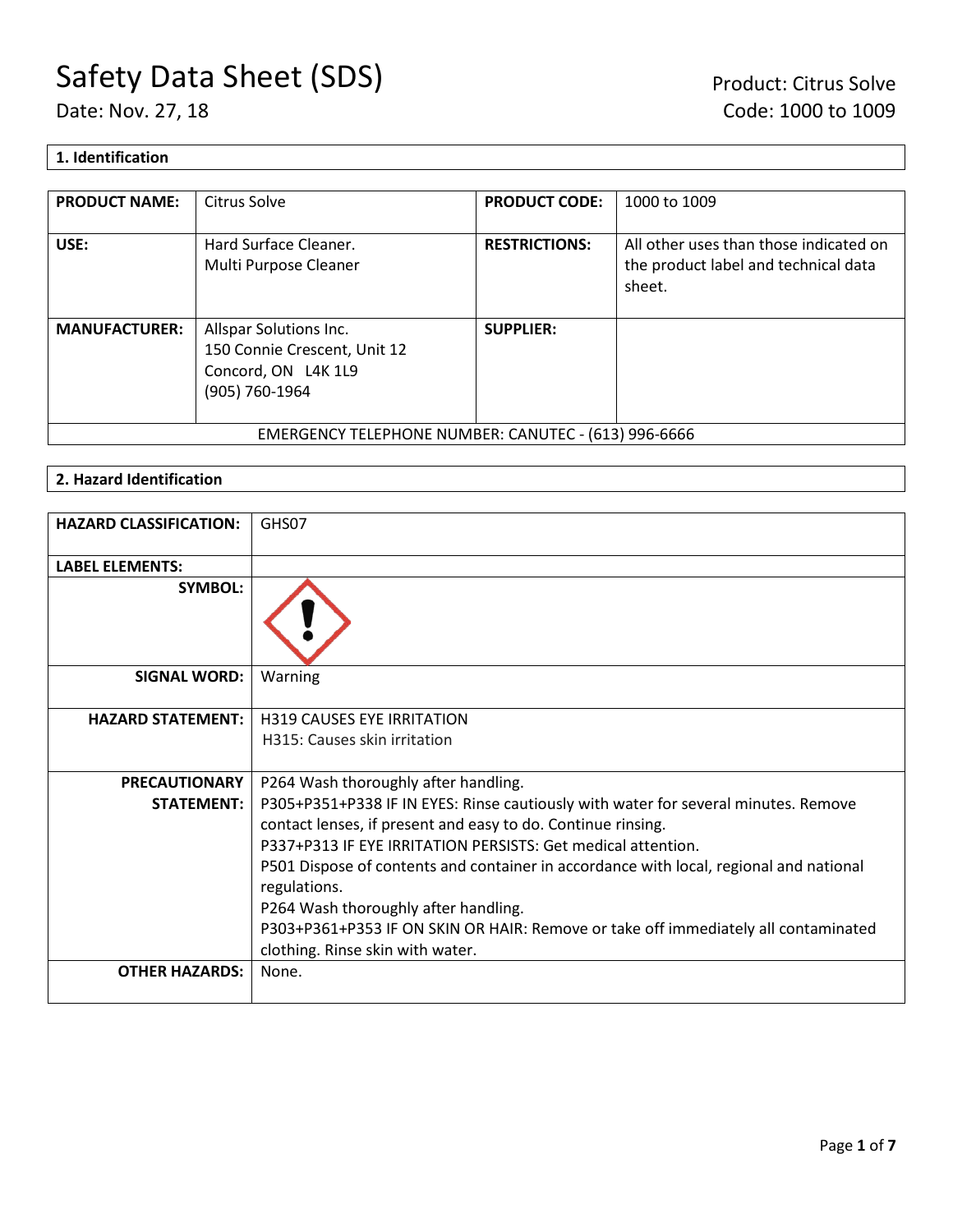# Safety Data Sheet (SDS)

Date: Nov. 27, 18

Product: Citrus Solve
Code: 1000 to 1009

## 1. Identification

| PRODUCT NAME: | Citrus Solve | PRODUCT CODE: | 1000 to 1009 |
|---|---|---|---|
| USE: | Hard Surface Cleaner.<br>Multi Purpose Cleaner | RESTRICTIONS: | All other uses than those indicated on the product label and technical data sheet. |
| MANUFACTURER: | Allspar Solutions Inc.<br>150 Connie Crescent, Unit 12<br>Concord, ON L4K 1L9<br>(905) 760-1964 | SUPPLIER: | |
| EMERGENCY TELEPHONE NUMBER: CANUTEC - (613) 996-6666 | | | |

## 2. Hazard Identification

| HAZARD CLASSIFICATION: | GHS07 |
|---|---|
| LABEL ELEMENTS: | |
| SYMBOL: | |
| SIGNAL WORD: | Warning |
| HAZARD STATEMENT: | H319 CAUSES EYE IRRITATION<br>H315: Causes skin irritation |
| PRECAUTIONARY STATEMENT: | P264 Wash thoroughly after handling.<br>P305+P351+P338 IF IN EYES: Rinse cautiously with water for several minutes. Remove contact lenses, if present and easy to do. Continue rinsing.<br>P337+P313 IF EYE IRRITATION PERSISTS: Get medical attention.<br>P501 Dispose of contents and container in accordance with local, regional and national regulations.<br>P264 Wash thoroughly after handling.<br>P303+P361+P353 IF ON SKIN OR HAIR: Remove or take off immediately all contaminated clothing. Rinse skin with water. |
| OTHER HAZARDS: | None. |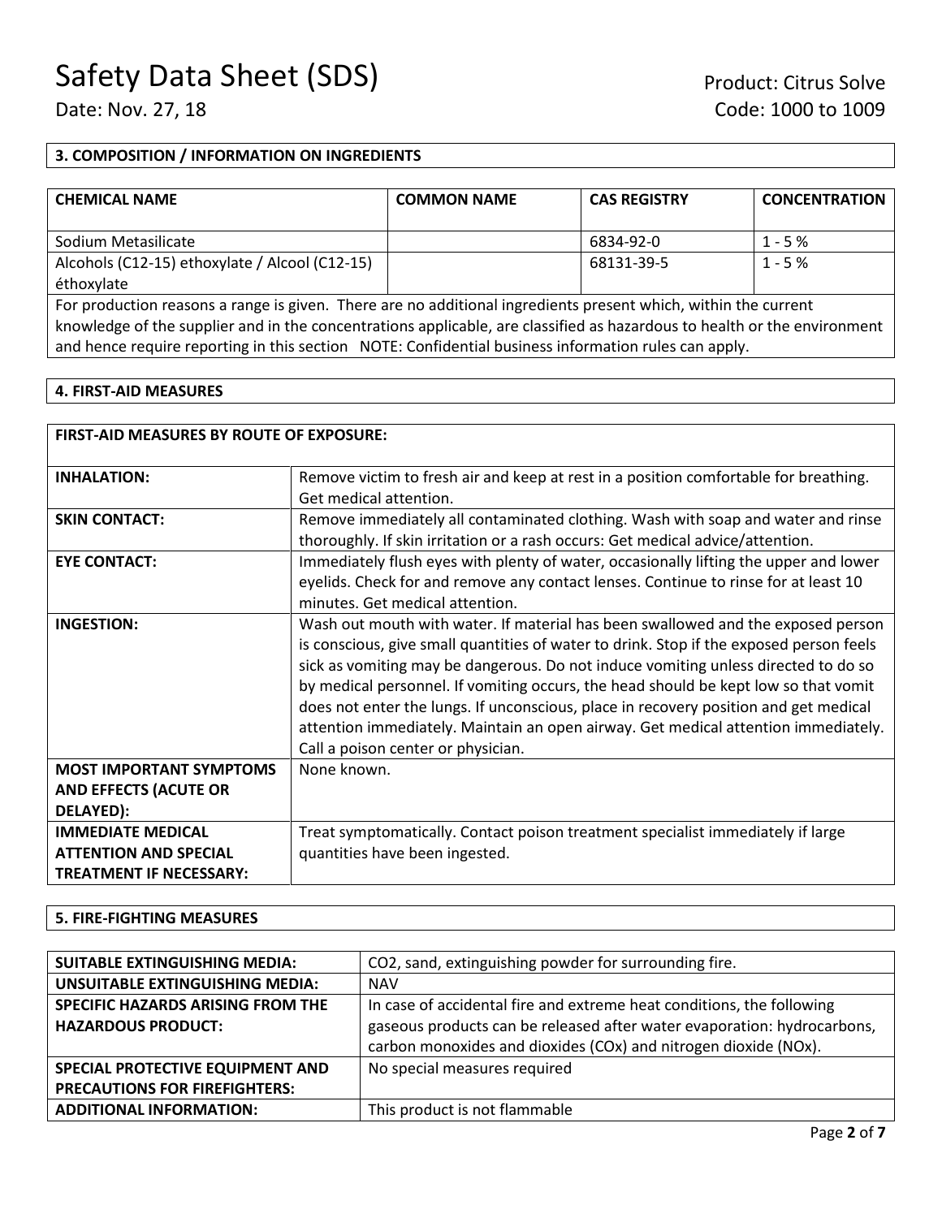## 3. COMPOSITION / INFORMATION ON INGREDIENTS

| CHEMICAL NAME | COMMON NAME | CAS REGISTRY | CONCENTRATION |
|---|---|---|---|
| Sodium Metasilicate | | 6834-92-0 | 1 - 5 % |
| Alcohols (C12-15) ethoxylate / Alcool (C12-15) éthoxylate | | 68131-39-5 | 1 - 5 % |

For production reasons a range is given. There are no additional ingredients present which, within the current knowledge of the supplier and in the concentrations applicable, are classified as hazardous to health or the environment and hence require reporting in this section NOTE: Confidential business information rules can apply.

## 4. FIRST-AID MEASURES

| FIRST-AID MEASURES BY ROUTE OF EXPOSURE: | |
|---|---|
| **INHALATION:** | Remove victim to fresh air and keep at rest in a position comfortable for breathing. Get medical attention. |
| **SKIN CONTACT:** | Remove immediately all contaminated clothing. Wash with soap and water and rinse thoroughly. If skin irritation or a rash occurs: Get medical advice/attention. |
| **EYE CONTACT:** | Immediately flush eyes with plenty of water, occasionally lifting the upper and lower eyelids. Check for and remove any contact lenses. Continue to rinse for at least 10 minutes. Get medical attention. |
| **INGESTION:** | Wash out mouth with water. If material has been swallowed and the exposed person is conscious, give small quantities of water to drink. Stop if the exposed person feels sick as vomiting may be dangerous. Do not induce vomiting unless directed to do so by medical personnel. If vomiting occurs, the head should be kept low so that vomit does not enter the lungs. If unconscious, place in recovery position and get medical attention immediately. Maintain an open airway. Get medical attention immediately. Call a poison center or physician. |
| **MOST IMPORTANT SYMPTOMS AND EFFECTS (ACUTE OR DELAYED):** | None known. |
| **IMMEDIATE MEDICAL ATTENTION AND SPECIAL TREATMENT IF NECESSARY:** | Treat symptomatically. Contact poison treatment specialist immediately if large quantities have been ingested. |

## 5. FIRE-FIGHTING MEASURES

| | |
|---|---|
| **SUITABLE EXTINGUISHING MEDIA:** | $CO_2$, sand, extinguishing powder for surrounding fire. |
| **UNSUITABLE EXTINGUISHING MEDIA:** | NAV |
| **SPECIFIC HAZARDS ARISING FROM THE HAZARDOUS PRODUCT:** | In case of accidental fire and extreme heat conditions, the following gaseous products can be released after water evaporation: hydrocarbons, carbon monoxides and dioxides ($CO_x$) and nitrogen dioxide ($NO_x$). |
| **SPECIAL PROTECTIVE EQUIPMENT AND PRECAUTIONS FOR FIREFIGHTERS:** | No special measures required |
| **ADDITIONAL INFORMATION:** | This product is not flammable |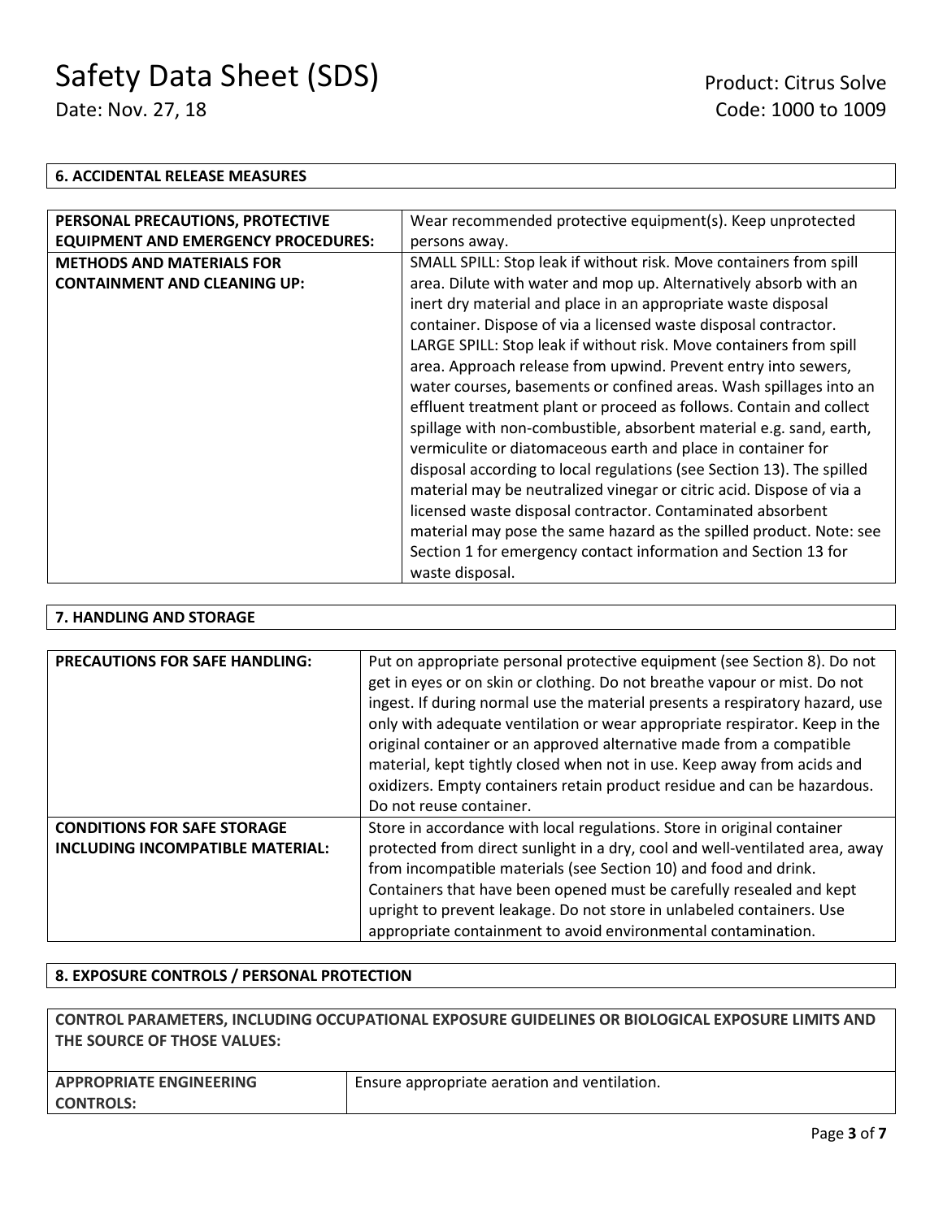## 6. ACCIDENTAL RELEASE MEASURES

| | |
|---|---|
| **PERSONAL PRECAUTIONS, PROTECTIVE EQUIPMENT AND EMERGENCY PROCEDURES:** | Wear recommended protective equipment(s). Keep unprotected persons away. |
| **METHODS AND MATERIALS FOR CONTAINMENT AND CLEANING UP:** | SMALL SPILL: Stop leak if without risk. Move containers from spill area. Dilute with water and mop up. Alternatively absorb with an inert dry material and place in an appropriate waste disposal container. Dispose of via a licensed waste disposal contractor. LARGE SPILL: Stop leak if without risk. Move containers from spill area. Approach release from upwind. Prevent entry into sewers, water courses, basements or confined areas. Wash spillages into an effluent treatment plant or proceed as follows. Contain and collect spillage with non-combustible, absorbent material e.g. sand, earth, vermiculite or diatomaceous earth and place in container for disposal according to local regulations (see Section 13). The spilled material may be neutralized vinegar or citric acid. Dispose of via a licensed waste disposal contractor. Contaminated absorbent material may pose the same hazard as the spilled product. Note: see Section 1 for emergency contact information and Section 13 for waste disposal. |

## 7. HANDLING AND STORAGE

| | |
|---|---|
| **PRECAUTIONS FOR SAFE HANDLING:** | Put on appropriate personal protective equipment (see Section 8). Do not get in eyes or on skin or clothing. Do not breathe vapour or mist. Do not ingest. If during normal use the material presents a respiratory hazard, use only with adequate ventilation or wear appropriate respirator. Keep in the original container or an approved alternative made from a compatible material, kept tightly closed when not in use. Keep away from acids and oxidizers. Empty containers retain product residue and can be hazardous. Do not reuse container. |
| **CONDITIONS FOR SAFE STORAGE INCLUDING INCOMPATIBLE MATERIAL:** | Store in accordance with local regulations. Store in original container protected from direct sunlight in a dry, cool and well-ventilated area, away from incompatible materials (see Section 10) and food and drink. Containers that have been opened must be carefully resealed and kept upright to prevent leakage. Do not store in unlabeled containers. Use appropriate containment to avoid environmental contamination. |

## 8. EXPOSURE CONTROLS / PERSONAL PROTECTION

**CONTROL PARAMETERS, INCLUDING OCCUPATIONAL EXPOSURE GUIDELINES OR BIOLOGICAL EXPOSURE LIMITS AND THE SOURCE OF THOSE VALUES:**

| | |
|---|---|
| **APPROPRIATE ENGINEERING CONTROLS:** | Ensure appropriate aeration and ventilation. |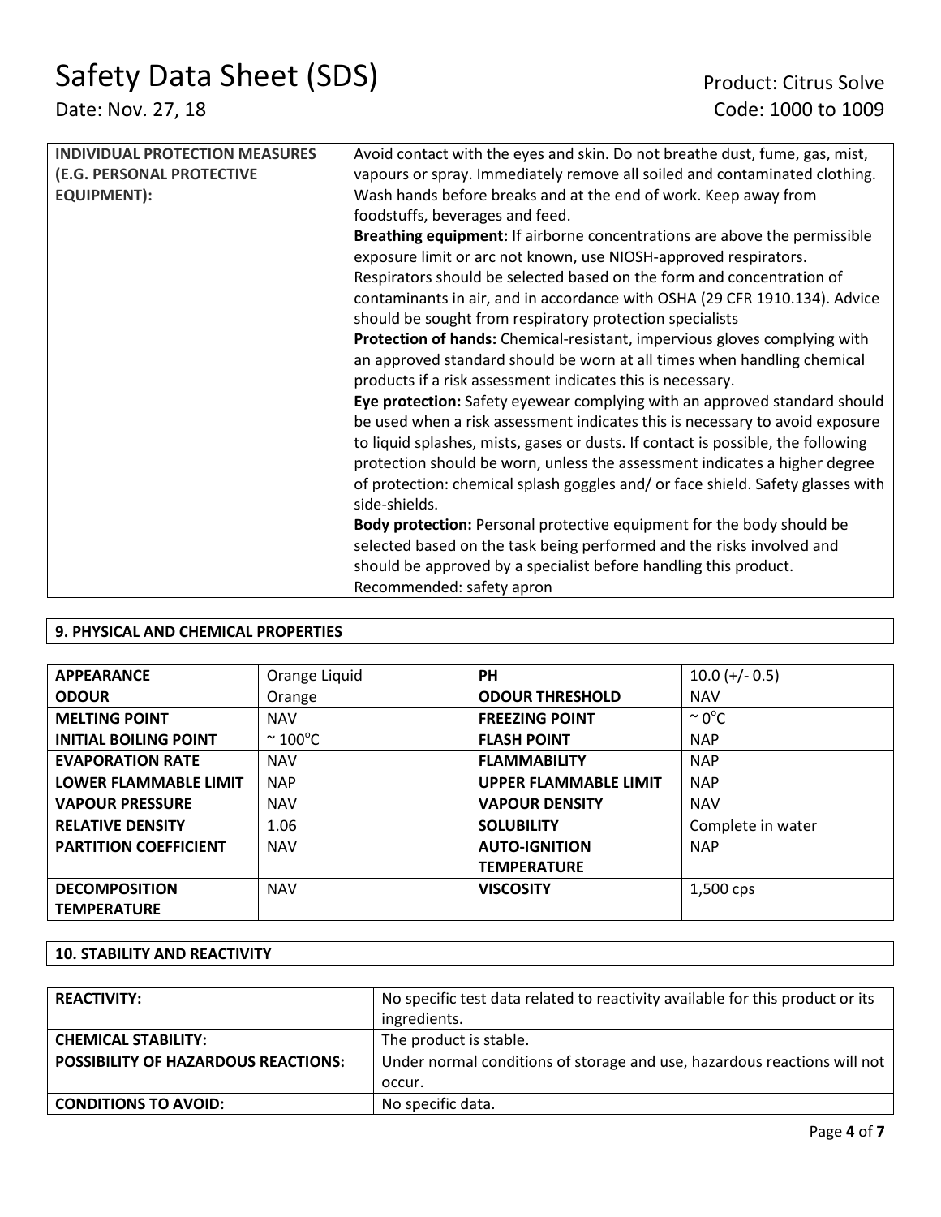| | |
|---|---|
| **INDIVIDUAL PROTECTION MEASURES (E.G. PERSONAL PROTECTIVE EQUIPMENT):** | Avoid contact with the eyes and skin. Do not breathe dust, fume, gas, mist, vapours or spray. Immediately remove all soiled and contaminated clothing. Wash hands before breaks and at the end of work. Keep away from foodstuffs, beverages and feed.<br>**Breathing equipment:** If airborne concentrations are above the permissible exposure limit or arc not known, use NIOSH-approved respirators. Respirators should be selected based on the form and concentration of contaminants in air, and in accordance with OSHA (29 CFR 1910.134). Advice should be sought from respiratory protection specialists<br>**Protection of hands:** Chemical-resistant, impervious gloves complying with an approved standard should be worn at all times when handling chemical products if a risk assessment indicates this is necessary.<br>**Eye protection:** Safety eyewear complying with an approved standard should be used when a risk assessment indicates this is necessary to avoid exposure to liquid splashes, mists, gases or dusts. If contact is possible, the following protection should be worn, unless the assessment indicates a higher degree of protection: chemical splash goggles and/ or face shield. Safety glasses with side-shields.<br>**Body protection:** Personal protective equipment for the body should be selected based on the task being performed and the risks involved and should be approved by a specialist before handling this product. Recommended: safety apron |

## 9. PHYSICAL AND CHEMICAL PROPERTIES

| | | | |
|---|---|---|---|
| **APPEARANCE** | Orange Liquid | **PH** | 10.0 (+/- 0.5) |
| **ODOUR** | Orange | **ODOUR THRESHOLD** | NAV |
| **MELTING POINT** | NAV | **FREEZING POINT** | ~ 0°C |
| **INITIAL BOILING POINT** | ~ 100°C | **FLASH POINT** | NAP |
| **EVAPORATION RATE** | NAV | **FLAMMABILITY** | NAP |
| **LOWER FLAMMABLE LIMIT** | NAP | **UPPER FLAMMABLE LIMIT** | NAP |
| **VAPOUR PRESSURE** | NAV | **VAPOUR DENSITY** | NAV |
| **RELATIVE DENSITY** | 1.06 | **SOLUBILITY** | Complete in water |
| **PARTITION COEFFICIENT** | NAV | **AUTO-IGNITION TEMPERATURE** | NAP |
| **DECOMPOSITION TEMPERATURE** | NAV | **VISCOSITY** | 1,500 cps |

## 10. STABILITY AND REACTIVITY

| | |
|---|---|
| **REACTIVITY:** | No specific test data related to reactivity available for this product or its ingredients. |
| **CHEMICAL STABILITY:** | The product is stable. |
| **POSSIBILITY OF HAZARDOUS REACTIONS:** | Under normal conditions of storage and use, hazardous reactions will not occur. |
| **CONDITIONS TO AVOID:** | No specific data. |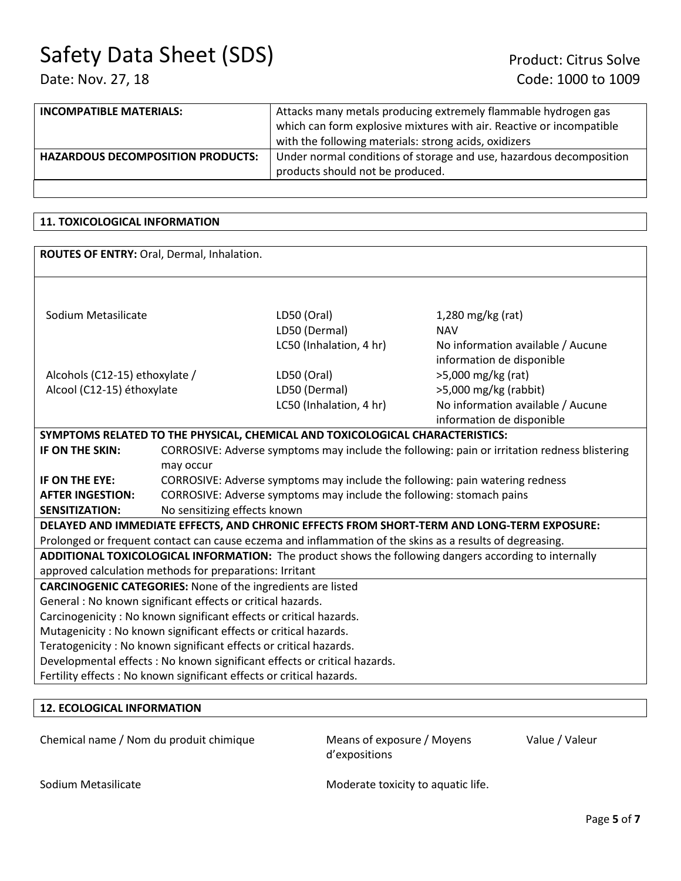| | |
|---|---|
| **INCOMPATIBLE MATERIALS:** | Attacks many metals producing extremely flammable hydrogen gas which can form explosive mixtures with air. Reactive or incompatible with the following materials: strong acids, oxidizers |
| **HAZARDOUS DECOMPOSITION PRODUCTS:** | Under normal conditions of storage and use, hazardous decomposition products should not be produced. |

## 11. TOXICOLOGICAL INFORMATION

**ROUTES OF ENTRY:** Oral, Dermal, Inhalation.

| | | |
|---|---|---|
| Sodium Metasilicate | LD50 (Oral) | 1,280 mg/kg (rat) |
| | LD50 (Dermal) | NAV |
| | LC50 (Inhalation, 4 hr) | No information available / Aucune information de disponible |
| Alcohols (C12-15) ethoxylate / Alcool (C12-15) éthoxylate | LD50 (Oral) | >5,000 mg/kg (rat) |
| | LD50 (Dermal) | >5,000 mg/kg (rabbit) |
| | LC50 (Inhalation, 4 hr) | No information available / Aucune information de disponible |

**SYMPTOMS RELATED TO THE PHYSICAL, CHEMICAL AND TOXICOLOGICAL CHARACTERISTICS:**

| | |
|---|---|
| **IF ON THE SKIN:** | CORROSIVE: Adverse symptoms may include the following: pain or irritation redness blistering may occur |
| **IF ON THE EYE:** | CORROSIVE: Adverse symptoms may include the following: pain watering redness |
| **AFTER INGESTION:** | CORROSIVE: Adverse symptoms may include the following: stomach pains |
| **SENSITIZATION:** | No sensitizing effects known |

**DELAYED AND IMMEDIATE EFFECTS, AND CHRONIC EFFECTS FROM SHORT-TERM AND LONG-TERM EXPOSURE:**
Prolonged or frequent contact can cause eczema and inflammation of the skins as a results of degreasing.

**ADDITIONAL TOXICOLOGICAL INFORMATION:** The product shows the following dangers according to internally approved calculation methods for preparations: Irritant

**CARCINOGENIC CATEGORIES:** None of the ingredients are listed
General : No known significant effects or critical hazards.
Carcinogenicity : No known significant effects or critical hazards.
Mutagenicity : No known significant effects or critical hazards.
Teratogenicity : No known significant effects or critical hazards.
Developmental effects : No known significant effects or critical hazards.
Fertility effects : No known significant effects or critical hazards.

## 12. ECOLOGICAL INFORMATION

| Chemical name / Nom du produit chimique | Means of exposure / Moyens d'expositions | Value / Valeur |
|---|---|---|
| Sodium Metasilicate | Moderate toxicity to aquatic life. | |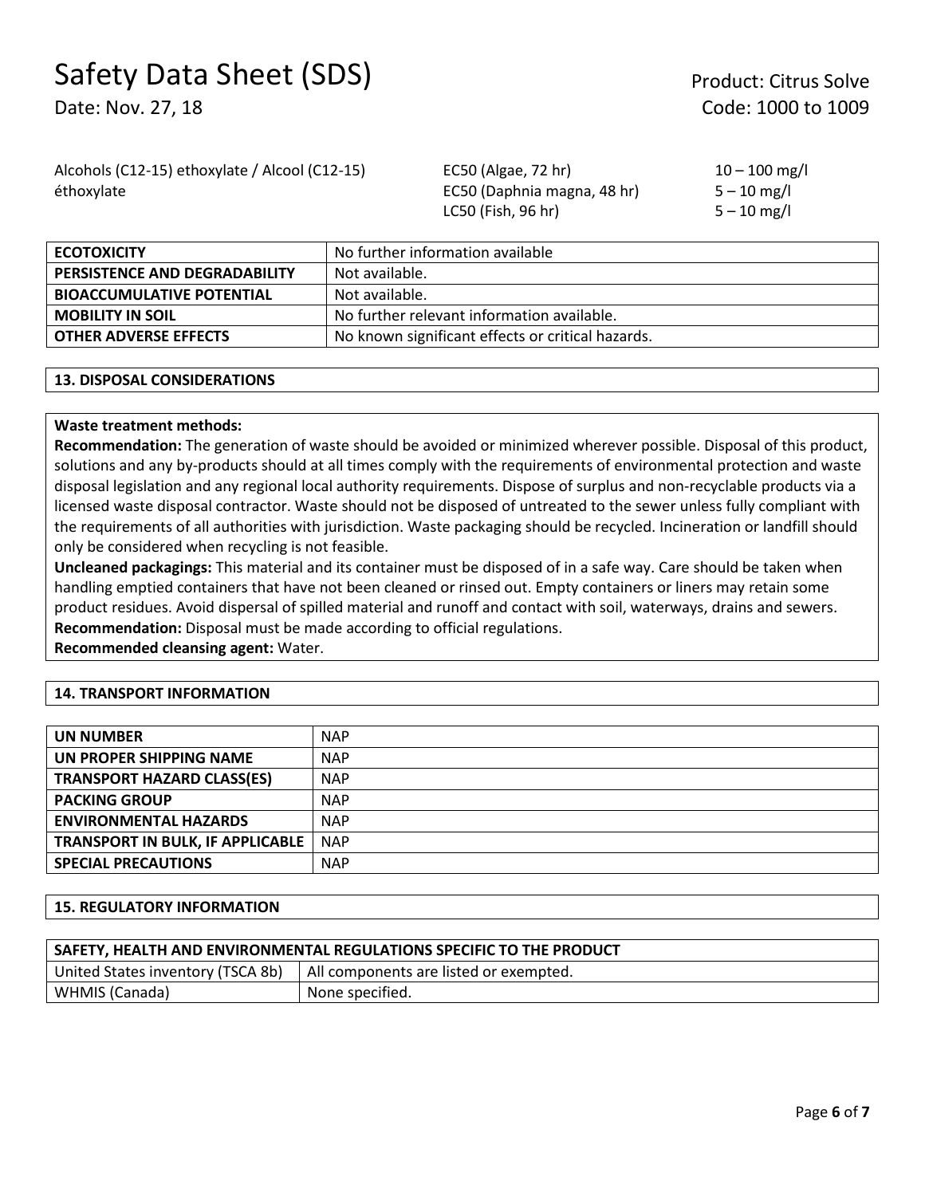| | | |
|---|---|---|
| Alcohols (C12-15) ethoxylate / Alcool (C12-15) éthoxylate | EC50 (Algae, 72 hr) | 10 – 100 mg/l |
| | EC50 (Daphnia magna, 48 hr) | 5 – 10 mg/l |
| | LC50 (Fish, 96 hr) | 5 – 10 mg/l |

| | |
|---|---|
| **ECOTOXICITY** | No further information available |
| **PERSISTENCE AND DEGRADABILITY** | Not available. |
| **BIOACCUMULATIVE POTENTIAL** | Not available. |
| **MOBILITY IN SOIL** | No further relevant information available. |
| **OTHER ADVERSE EFFECTS** | No known significant effects or critical hazards. |

## 13. DISPOSAL CONSIDERATIONS

**Waste treatment methods:**
**Recommendation:** The generation of waste should be avoided or minimized wherever possible. Disposal of this product, solutions and any by-products should at all times comply with the requirements of environmental protection and waste disposal legislation and any regional local authority requirements. Dispose of surplus and non-recyclable products via a licensed waste disposal contractor. Waste should not be disposed of untreated to the sewer unless fully compliant with the requirements of all authorities with jurisdiction. Waste packaging should be recycled. Incineration or landfill should only be considered when recycling is not feasible.
**Uncleaned packagings:** This material and its container must be disposed of in a safe way. Care should be taken when handling emptied containers that have not been cleaned or rinsed out. Empty containers or liners may retain some product residues. Avoid dispersal of spilled material and runoff and contact with soil, waterways, drains and sewers.
**Recommendation:** Disposal must be made according to official regulations.
**Recommended cleansing agent:** Water.

## 14. TRANSPORT INFORMATION

| | |
|---|---|
| **UN NUMBER** | NAP |
| **UN PROPER SHIPPING NAME** | NAP |
| **TRANSPORT HAZARD CLASS(ES)** | NAP |
| **PACKING GROUP** | NAP |
| **ENVIRONMENTAL HAZARDS** | NAP |
| **TRANSPORT IN BULK, IF APPLICABLE** | NAP |
| **SPECIAL PRECAUTIONS** | NAP |

## 15. REGULATORY INFORMATION

| **SAFETY, HEALTH AND ENVIRONMENTAL REGULATIONS SPECIFIC TO THE PRODUCT** | |
|---|---|
| United States inventory (TSCA 8b) | All components are listed or exempted. |
| WHMIS (Canada) | None specified. |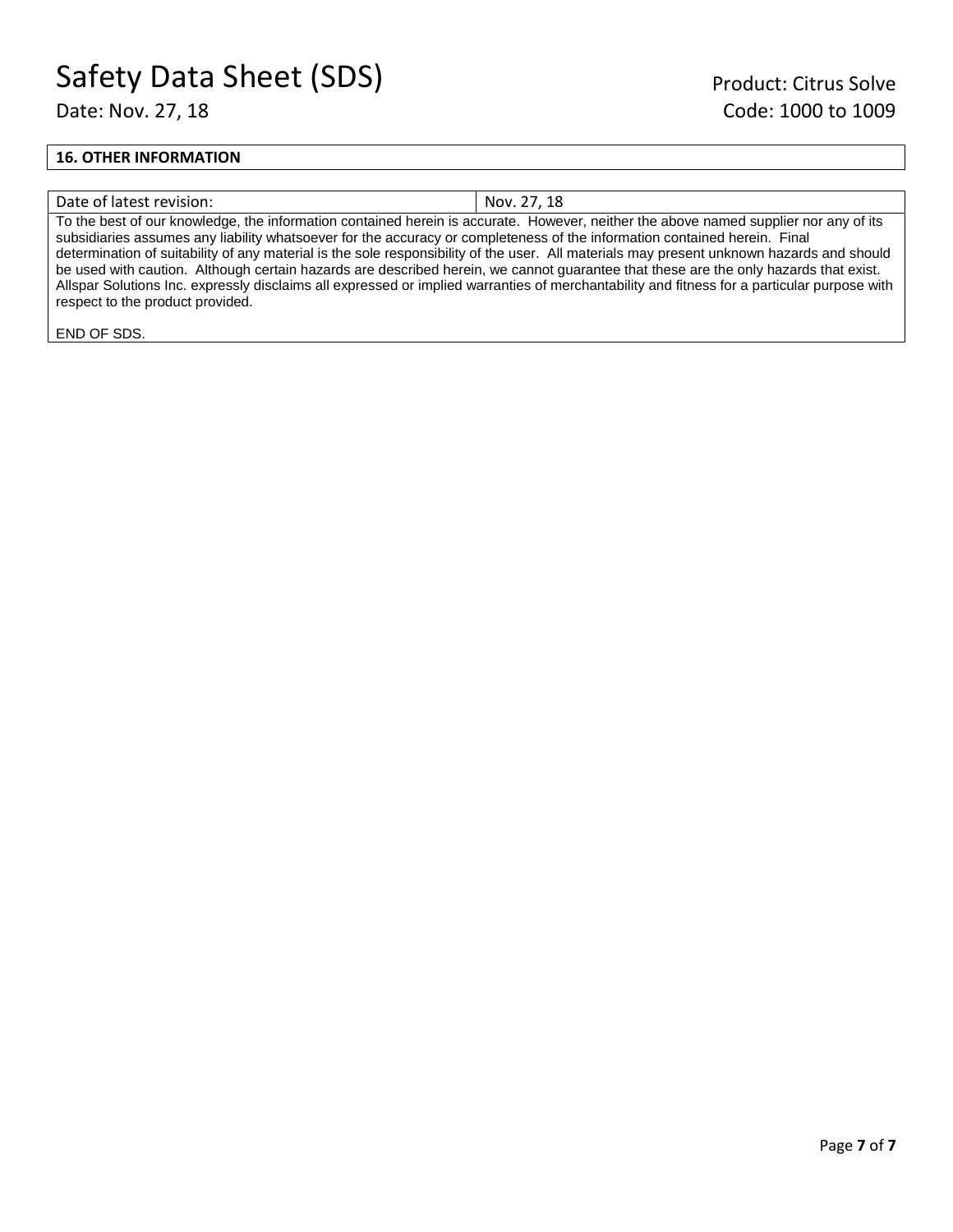## 16. OTHER INFORMATION

| | |
|---|---|
| Date of latest revision: | Nov. 27, 18 |

To the best of our knowledge, the information contained herein is accurate. However, neither the above named supplier nor any of its subsidiaries assumes any liability whatsoever for the accuracy or completeness of the information contained herein. Final determination of suitability of any material is the sole responsibility of the user. All materials may present unknown hazards and should be used with caution. Although certain hazards are described herein, we cannot guarantee that these are the only hazards that exist. Allspar Solutions Inc. expressly disclaims all expressed or implied warranties of merchantability and fitness for a particular purpose with respect to the product provided.

END OF SDS.